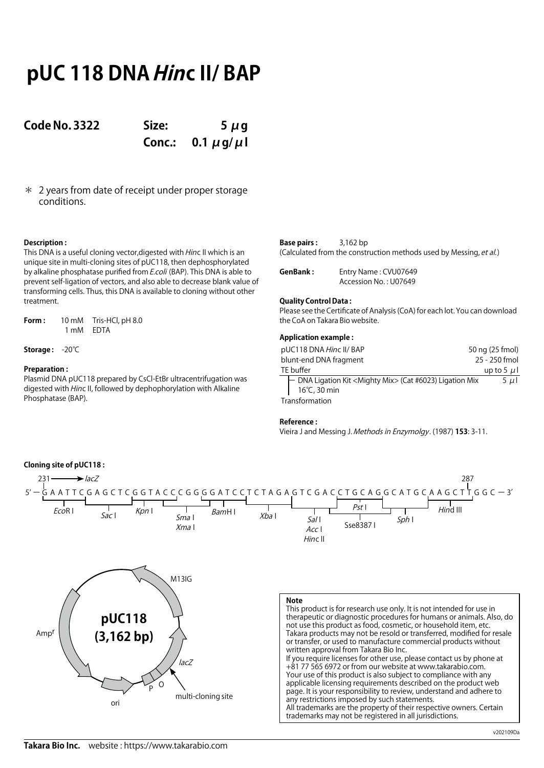# pUC 118 DNA *Hinc* II/ BAP

**Code No. 3322** **Size: 5 μg**
**Conc.: 0.1 μg/ μl**

＊ 2 years from date of receipt under proper storage conditions.

**Description :**
This DNA is a useful cloning vector,digested with *Hinc* II which is an unique site in multi-cloning sites of pUC118, then dephosphorylated by alkaline phosphatase purified from *E.coli* (BAP). This DNA is able to prevent self-ligation of vectors, and also able to decrease blank value of transforming cells. Thus, this DNA is available to cloning without other treatment.

**Form :** 10 mM Tris-HCl, pH 8.0
1 mM EDTA

**Storage :** -20℃

**Preparation :**
Plasmid DNA pUC118 prepared by CsCl-EtBr ultracentrifugation was digested with *Hinc* II, followed by dephophorylation with Alkaline Phosphatase (BAP).

**Base pairs :** 3,162 bp
(Calculated from the construction methods used by Messing, *et al.*)

**GenBank :** Entry Name : CVU07649
Accession No. : U07649

**Quality Control Data :**
Please see the Certificate of Analysis (CoA) for each lot. You can download the CoA on Takara Bio website.

**Application example :**

| | |
|---|---|
| pUC118 DNA *Hinc* II/ BAP | 50 ng (25 fmol) |
| blunt-end DNA fragment | 25 - 250 fmol |
| TE buffer | up to 5 μl |
| DNA Ligation Kit <Mighty Mix> (Cat #6023) Ligation Mix | 5 μl |

16℃, 30 min
Transformation

**Reference :**
Vieira J and Messing J. *Methods in Enzymolgy*. (1987) **153**: 3-11.

**Cloning site of pUC118 :**

231 → *lacZ* 287
5′ − G A A T T C G A G C T C G G T A C C C G G G G A T C C T C T A G A G T C G A C C T G C A G G C A T G C A A G C T T G G C − 3′

*Eco*R I, *Sac* I, *Kpn* I, *Sma* I, *Xma* I, *Bam*H I, *Xba* I, *Sal* I, *Acc* I, *Hinc* II, *Pst* I, Sse8387 I, *Sph* I, *Hind* III

pUC118 (3,162 bp)
M13IG
Amp[r]
lacZ
P O
ori
multi-cloning site

**Note**
This product is for research use only. It is not intended for use in therapeutic or diagnostic procedures for humans or animals. Also, do not use this product as food, cosmetic, or household item, etc.
Takara products may not be resold or transferred, modified for resale or transfer, or used to manufacture commercial products without written approval from Takara Bio Inc.
If you require licenses for other use, please contact us by phone at +81 77 565 6972 or from our website at www.takarabio.com.
Your use of this product is also subject to compliance with any applicable licensing requirements described on the product web page. It is your responsibility to review, understand and adhere to any restrictions imposed by such statements.
All trademarks are the property of their respective owners. Certain trademarks may not be registered in all jurisdictions.

v202109Da

**Takara Bio Inc.** website : https://www.takarabio.com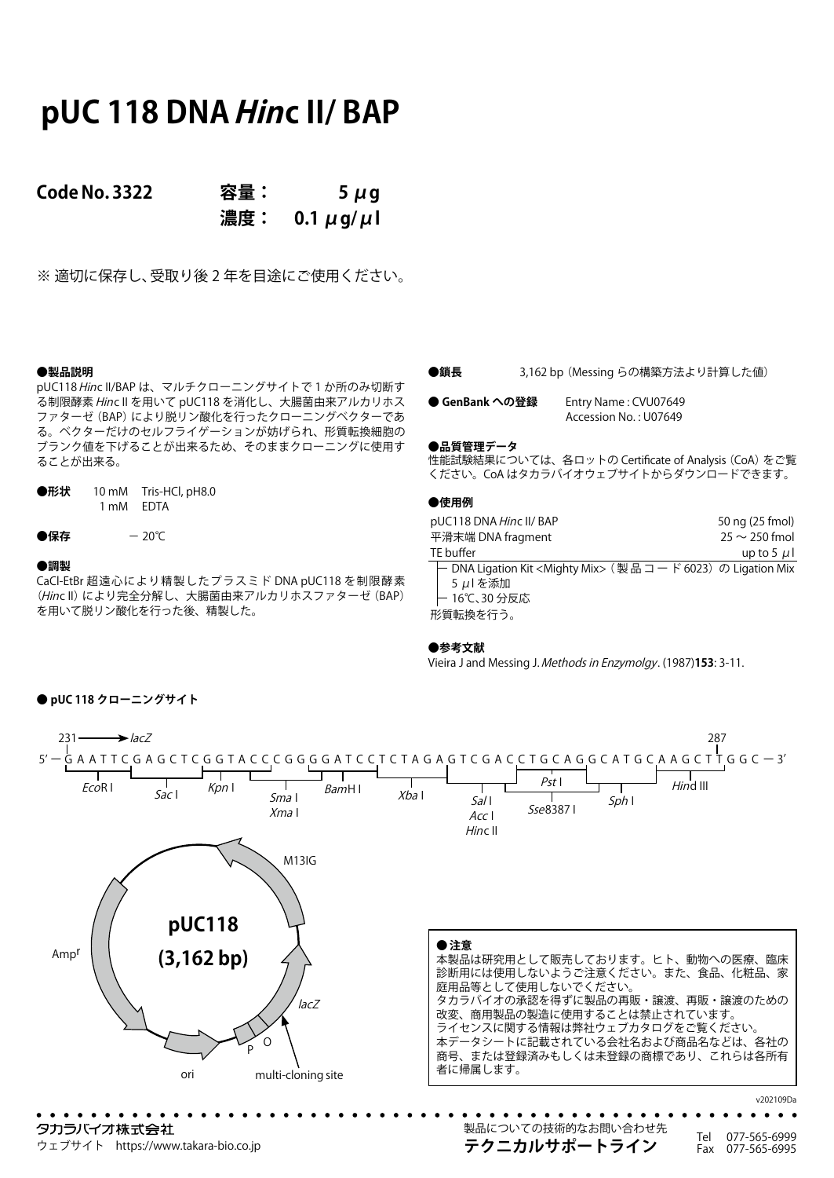# pUC 118 DNA *Hinc* II/ BAP

**Code No. 3322**　　**容量：　5 μg**
　　　　　　　　　　**濃度：　0.1 μg/μl**

※ 適切に保存し、受取り後 2 年を目途にご使用ください。

**●製品説明**

pUC118 *Hinc* II/BAP は、マルチクローニングサイトで 1 か所のみ切断する制限酵素 *Hinc* II を用いて pUC118 を消化し、大腸菌由来アルカリホスファターゼ（BAP）により脱リン酸化を行ったクローニングベクターである。ベクターだけのセルフライゲーションが妨げられ、形質転換細胞のブランク値を下げることが出来るため、そのままクローニングに使用することが出来る。

**●形状**　10 mM　Tris-HCl, pH8.0
　　　　　1 mM　EDTA

**●保存**　－ 20℃

**●調製**

CaCl-EtBr 超遠心により精製したプラスミド DNA pUC118 を制限酵素（*Hinc* II）により完全分解し、大腸菌由来アルカリホスファターゼ（BAP）を用いて脱リン酸化を行った後、精製した。

**●鎖長**　3,162 bp（Messing らの構築方法より計算した値）

**● GenBank への登録**　Entry Name : CVU07649
　　　　　　　　　　　Accession No. : U07649

**●品質管理データ**

性能試験結果については、各ロットの Certificate of Analysis（CoA）をご覧ください。CoA はタカラバイオウェブサイトからダウンロードできます。

**●使用例**

| | |
|---|---|
| pUC118 DNA *Hinc* II/ BAP | 50 ng (25 fmol) |
| 平滑末端 DNA fragment | 25 ～ 250 fmol |
| TE buffer | up to 5 μl |

├ DNA Ligation Kit <Mighty Mix>（製品コード 6023）の Ligation Mix 5 μl を添加
├ 16℃、30 分反応
形質転換を行う。

**●参考文献**

Vieira J and Messing J. *Methods in Enzymolgy*. (1987)**153**: 3-11.

**● pUC 118 クローニングサイト**

231 → *lacZ*　　287

5′ － G A A T T C G A G C T C G G T A C C C G G G G A T C C T C T A G A G T C G A C C T G C A G G C A T G C A A G C T T G G C － 3′

*Eco*R I　*Sac* I　*Kpn* I　*Sma* I / *Xma* I　*Bam*H I　*Xba* I　*Sal* I / *Acc* I / *Hinc* II　*Pst* I　*Sse*8387 I　*Sph* I　*Hin*d III

pUC118
(3,162 bp)

M13IG
Amp$^r$
*lacZ*
P　O
ori
multi-cloning site

**● 注意**

本製品は研究用として販売しております。ヒト、動物への医療、臨床診断用には使用しないようご注意ください。また、食品、化粧品、家庭用品等として使用しないでください。
タカラバイオの承認を得ずに製品の再販・譲渡、再販・譲渡のための改変、商用製品の製造に使用することは禁止されています。
ライセンスに関する情報は弊社ウェブカタログをご覧ください。
本データシートに記載されている会社名および商品名などは、各社の商号、または登録済みもしくは未登録の商標であり、これらは各所有者に帰属します。

v202109Da

タカラバイオ株式会社
ウェブサイト　https://www.takara-bio.co.jp

製品についての技術的なお問い合わせ先
テクニカルサポートライン　Tel 077-565-6999　Fax 077-565-6995